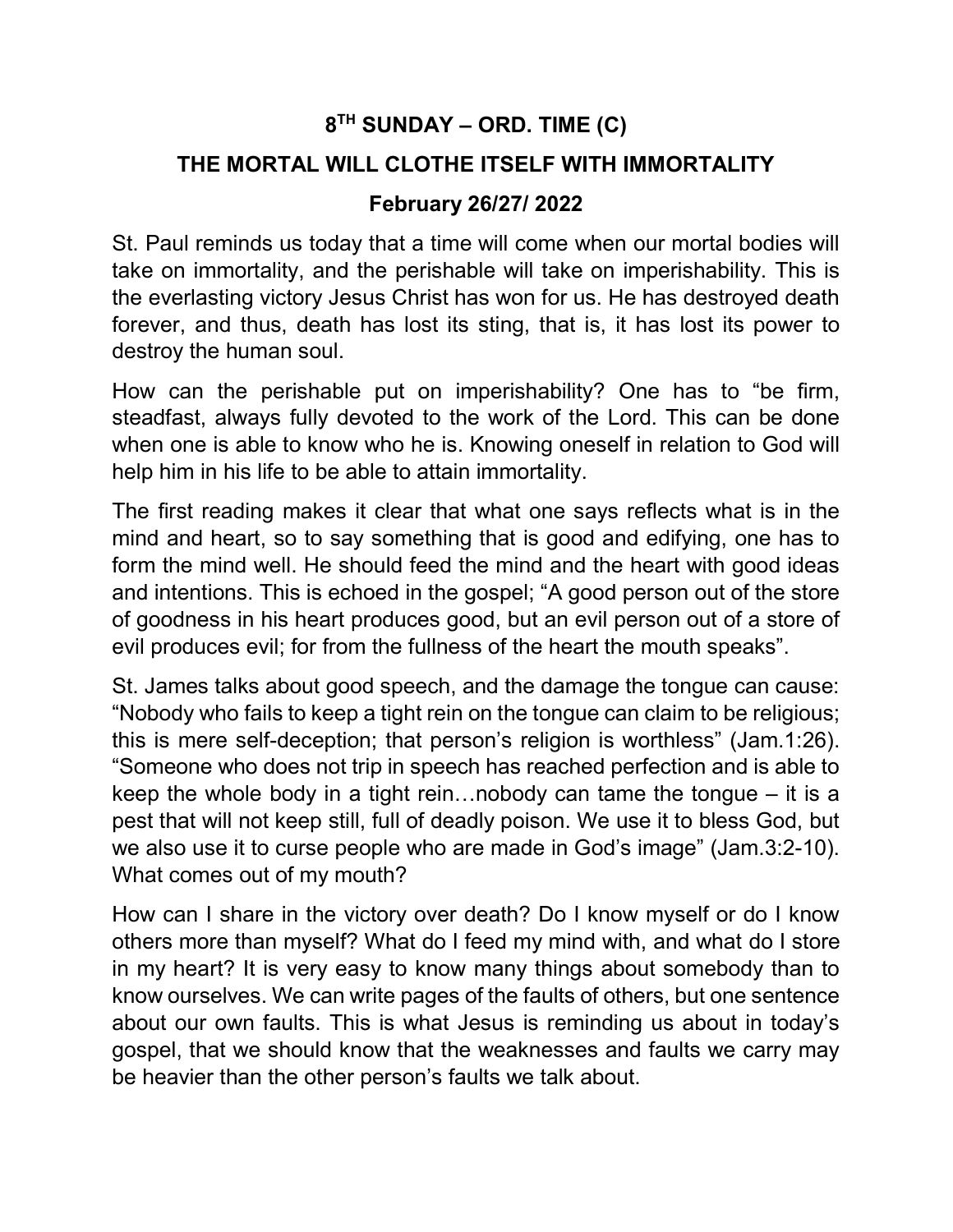# 8TH SUNDAY – ORD. TIME (C)

# THE MORTAL WILL CLOTHE ITSELF WITH IMMORTALITY

## February 26/27/ 2022

St. Paul reminds us today that a time will come when our mortal bodies will take on immortality, and the perishable will take on imperishability. This is the everlasting victory Jesus Christ has won for us. He has destroyed death forever, and thus, death has lost its sting, that is, it has lost its power to destroy the human soul.

How can the perishable put on imperishability? One has to "be firm, steadfast, always fully devoted to the work of the Lord. This can be done when one is able to know who he is. Knowing oneself in relation to God will help him in his life to be able to attain immortality.

The first reading makes it clear that what one says reflects what is in the mind and heart, so to say something that is good and edifying, one has to form the mind well. He should feed the mind and the heart with good ideas and intentions. This is echoed in the gospel; "A good person out of the store of goodness in his heart produces good, but an evil person out of a store of evil produces evil; for from the fullness of the heart the mouth speaks".

St. James talks about good speech, and the damage the tongue can cause: "Nobody who fails to keep a tight rein on the tongue can claim to be religious; this is mere self-deception; that person's religion is worthless" (Jam.1:26). "Someone who does not trip in speech has reached perfection and is able to keep the whole body in a tight rein…nobody can tame the tongue – it is a pest that will not keep still, full of deadly poison. We use it to bless God, but we also use it to curse people who are made in God's image" (Jam.3:2-10). What comes out of my mouth?

How can I share in the victory over death? Do I know myself or do I know others more than myself? What do I feed my mind with, and what do I store in my heart? It is very easy to know many things about somebody than to know ourselves. We can write pages of the faults of others, but one sentence about our own faults. This is what Jesus is reminding us about in today's gospel, that we should know that the weaknesses and faults we carry may be heavier than the other person's faults we talk about.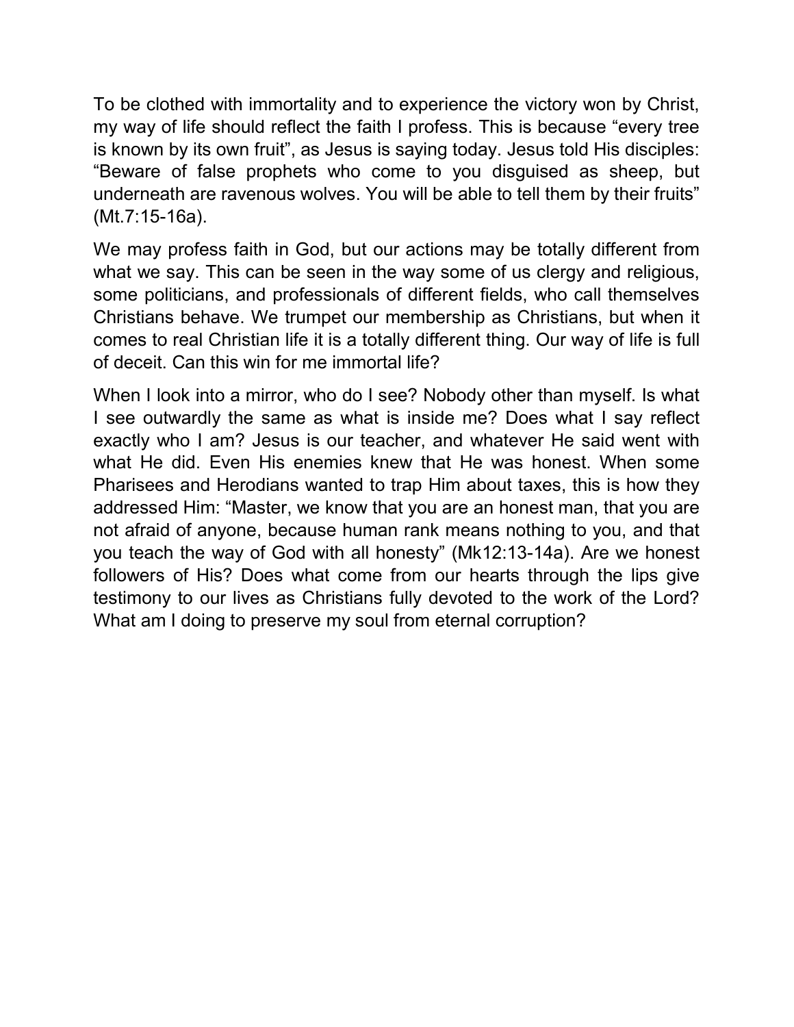To be clothed with immortality and to experience the victory won by Christ, my way of life should reflect the faith I profess. This is because “every tree is known by its own fruit”, as Jesus is saying today. Jesus told His disciples: “Beware of false prophets who come to you disguised as sheep, but underneath are ravenous wolves. You will be able to tell them by their fruits” (Mt.7:15-16a).

We may profess faith in God, but our actions may be totally different from what we say. This can be seen in the way some of us clergy and religious, some politicians, and professionals of different fields, who call themselves Christians behave. We trumpet our membership as Christians, but when it comes to real Christian life it is a totally different thing. Our way of life is full of deceit. Can this win for me immortal life?

When I look into a mirror, who do I see? Nobody other than myself. Is what I see outwardly the same as what is inside me? Does what I say reflect exactly who I am? Jesus is our teacher, and whatever He said went with what He did. Even His enemies knew that He was honest. When some Pharisees and Herodians wanted to trap Him about taxes, this is how they addressed Him: “Master, we know that you are an honest man, that you are not afraid of anyone, because human rank means nothing to you, and that you teach the way of God with all honesty” (Mk12:13-14a). Are we honest followers of His? Does what come from our hearts through the lips give testimony to our lives as Christians fully devoted to the work of the Lord? What am I doing to preserve my soul from eternal corruption?